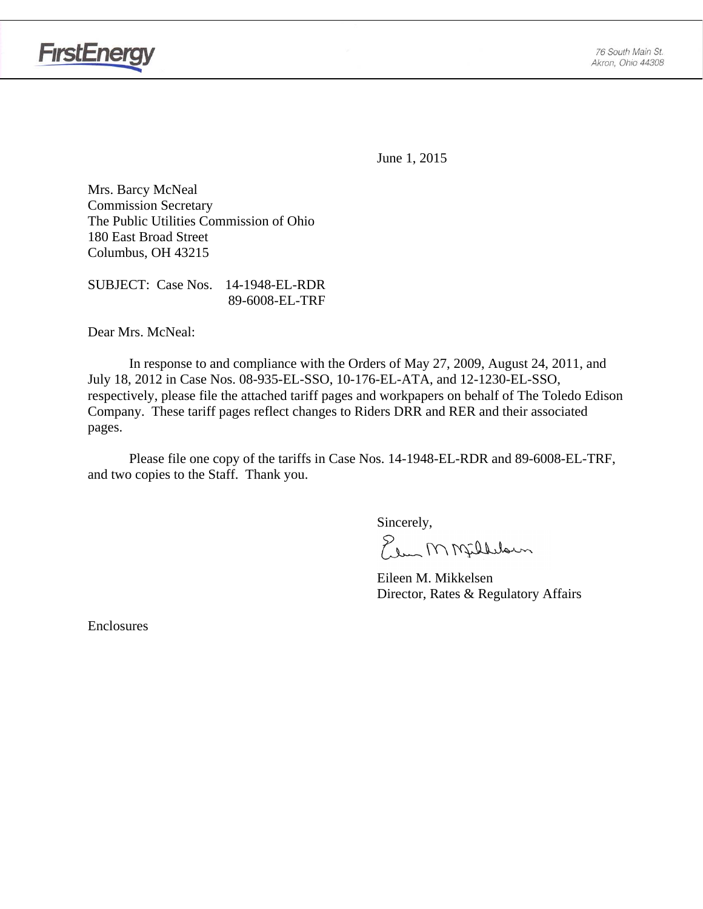FirstEnergy

76 South Main St.
Akron, Ohio 44308

June 1, 2015

Mrs. Barcy McNeal
Commission Secretary
The Public Utilities Commission of Ohio
180 East Broad Street
Columbus, OH 43215

SUBJECT: Case Nos. 14-1948-EL-RDR
89-6008-EL-TRF

Dear Mrs. McNeal:

In response to and compliance with the Orders of May 27, 2009, August 24, 2011, and July 18, 2012 in Case Nos. 08-935-EL-SSO, 10-176-EL-ATA, and 12-1230-EL-SSO, respectively, please file the attached tariff pages and workpapers on behalf of The Toledo Edison Company. These tariff pages reflect changes to Riders DRR and RER and their associated pages.

Please file one copy of the tariffs in Case Nos. 14-1948-EL-RDR and 89-6008-EL-TRF, and two copies to the Staff. Thank you.

Sincerely,

Eileen M. Mikkelsen
Director, Rates & Regulatory Affairs

Enclosures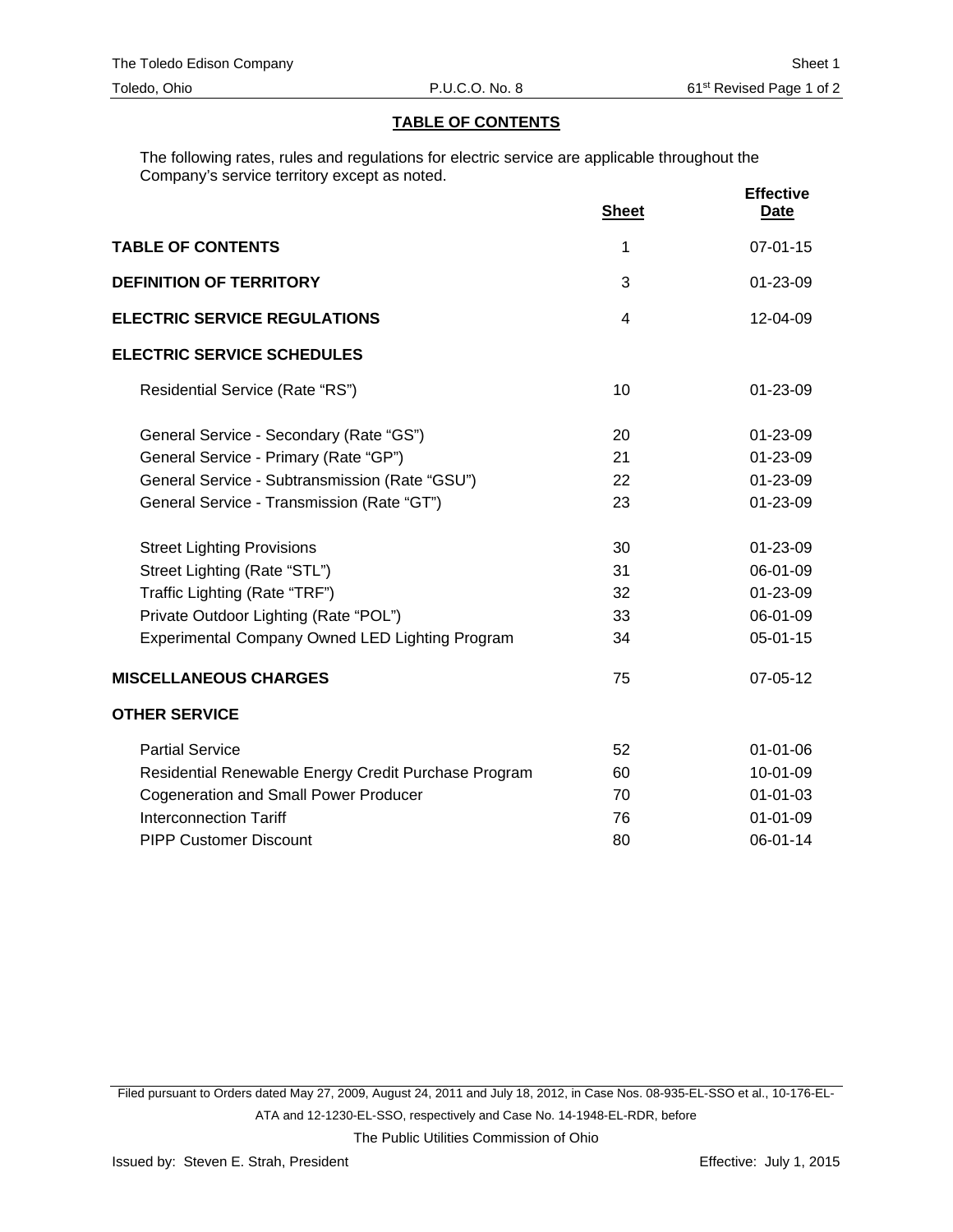## TABLE OF CONTENTS

The following rates, rules and regulations for electric service are applicable throughout the Company's service territory except as noted.

| | Sheet | Effective Date |
|---|---|---|
| **TABLE OF CONTENTS** | 1 | 07-01-15 |
| **DEFINITION OF TERRITORY** | 3 | 01-23-09 |
| **ELECTRIC SERVICE REGULATIONS** | 4 | 12-04-09 |
| **ELECTRIC SERVICE SCHEDULES** | | |
| Residential Service (Rate "RS") | 10 | 01-23-09 |
| General Service - Secondary (Rate "GS") | 20 | 01-23-09 |
| General Service - Primary (Rate "GP") | 21 | 01-23-09 |
| General Service - Subtransmission (Rate "GSU") | 22 | 01-23-09 |
| General Service - Transmission (Rate "GT") | 23 | 01-23-09 |
| Street Lighting Provisions | 30 | 01-23-09 |
| Street Lighting (Rate "STL") | 31 | 06-01-09 |
| Traffic Lighting (Rate "TRF") | 32 | 01-23-09 |
| Private Outdoor Lighting (Rate "POL") | 33 | 06-01-09 |
| Experimental Company Owned LED Lighting Program | 34 | 05-01-15 |
| **MISCELLANEOUS CHARGES** | 75 | 07-05-12 |
| **OTHER SERVICE** | | |
| Partial Service | 52 | 01-01-06 |
| Residential Renewable Energy Credit Purchase Program | 60 | 10-01-09 |
| Cogeneration and Small Power Producer | 70 | 01-01-03 |
| Interconnection Tariff | 76 | 01-01-09 |
| PIPP Customer Discount | 80 | 06-01-14 |

Filed pursuant to Orders dated May 27, 2009, August 24, 2011 and July 18, 2012, in Case Nos. 08-935-EL-SSO et al., 10-176-EL-ATA and 12-1230-EL-SSO, respectively and Case No. 14-1948-EL-RDR, before

The Public Utilities Commission of Ohio

Issued by: Steven E. Strah, President

Effective: July 1, 2015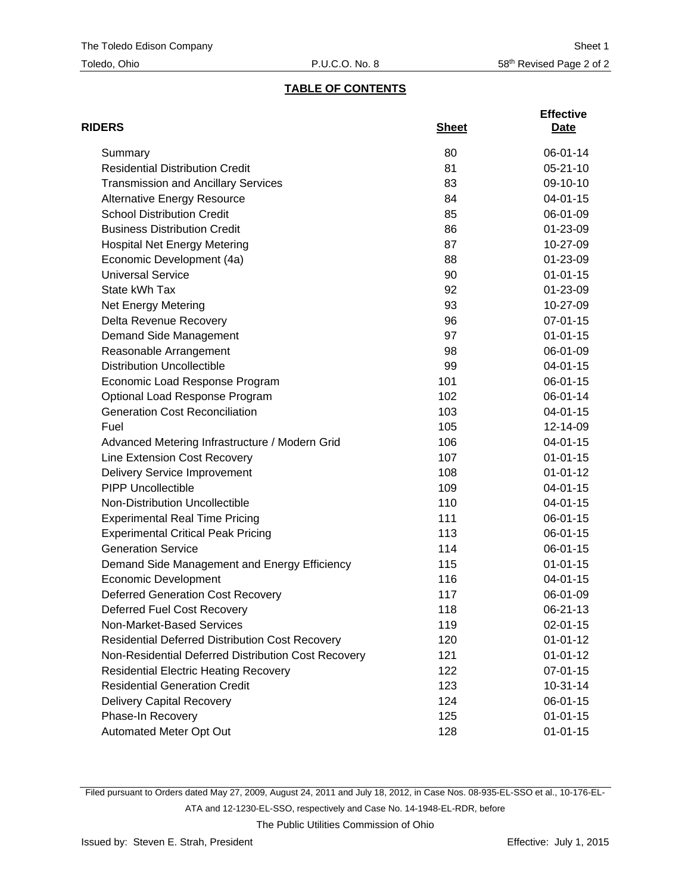## TABLE OF CONTENTS

| RIDERS | Sheet | Effective Date |
|---|---|---|
| Summary | 80 | 06-01-14 |
| Residential Distribution Credit | 81 | 05-21-10 |
| Transmission and Ancillary Services | 83 | 09-10-10 |
| Alternative Energy Resource | 84 | 04-01-15 |
| School Distribution Credit | 85 | 06-01-09 |
| Business Distribution Credit | 86 | 01-23-09 |
| Hospital Net Energy Metering | 87 | 10-27-09 |
| Economic Development (4a) | 88 | 01-23-09 |
| Universal Service | 90 | 01-01-15 |
| State kWh Tax | 92 | 01-23-09 |
| Net Energy Metering | 93 | 10-27-09 |
| Delta Revenue Recovery | 96 | 07-01-15 |
| Demand Side Management | 97 | 01-01-15 |
| Reasonable Arrangement | 98 | 06-01-09 |
| Distribution Uncollectible | 99 | 04-01-15 |
| Economic Load Response Program | 101 | 06-01-15 |
| Optional Load Response Program | 102 | 06-01-14 |
| Generation Cost Reconciliation | 103 | 04-01-15 |
| Fuel | 105 | 12-14-09 |
| Advanced Metering Infrastructure / Modern Grid | 106 | 04-01-15 |
| Line Extension Cost Recovery | 107 | 01-01-15 |
| Delivery Service Improvement | 108 | 01-01-12 |
| PIPP Uncollectible | 109 | 04-01-15 |
| Non-Distribution Uncollectible | 110 | 04-01-15 |
| Experimental Real Time Pricing | 111 | 06-01-15 |
| Experimental Critical Peak Pricing | 113 | 06-01-15 |
| Generation Service | 114 | 06-01-15 |
| Demand Side Management and Energy Efficiency | 115 | 01-01-15 |
| Economic Development | 116 | 04-01-15 |
| Deferred Generation Cost Recovery | 117 | 06-01-09 |
| Deferred Fuel Cost Recovery | 118 | 06-21-13 |
| Non-Market-Based Services | 119 | 02-01-15 |
| Residential Deferred Distribution Cost Recovery | 120 | 01-01-12 |
| Non-Residential Deferred Distribution Cost Recovery | 121 | 01-01-12 |
| Residential Electric Heating Recovery | 122 | 07-01-15 |
| Residential Generation Credit | 123 | 10-31-14 |
| Delivery Capital Recovery | 124 | 06-01-15 |
| Phase-In Recovery | 125 | 01-01-15 |
| Automated Meter Opt Out | 128 | 01-01-15 |

Filed pursuant to Orders dated May 27, 2009, August 24, 2011 and July 18, 2012, in Case Nos. 08-935-EL-SSO et al., 10-176-EL-ATA and 12-1230-EL-SSO, respectively and Case No. 14-1948-EL-RDR, before

The Public Utilities Commission of Ohio

Issued by: Steven E. Strah, President

Effective: July 1, 2015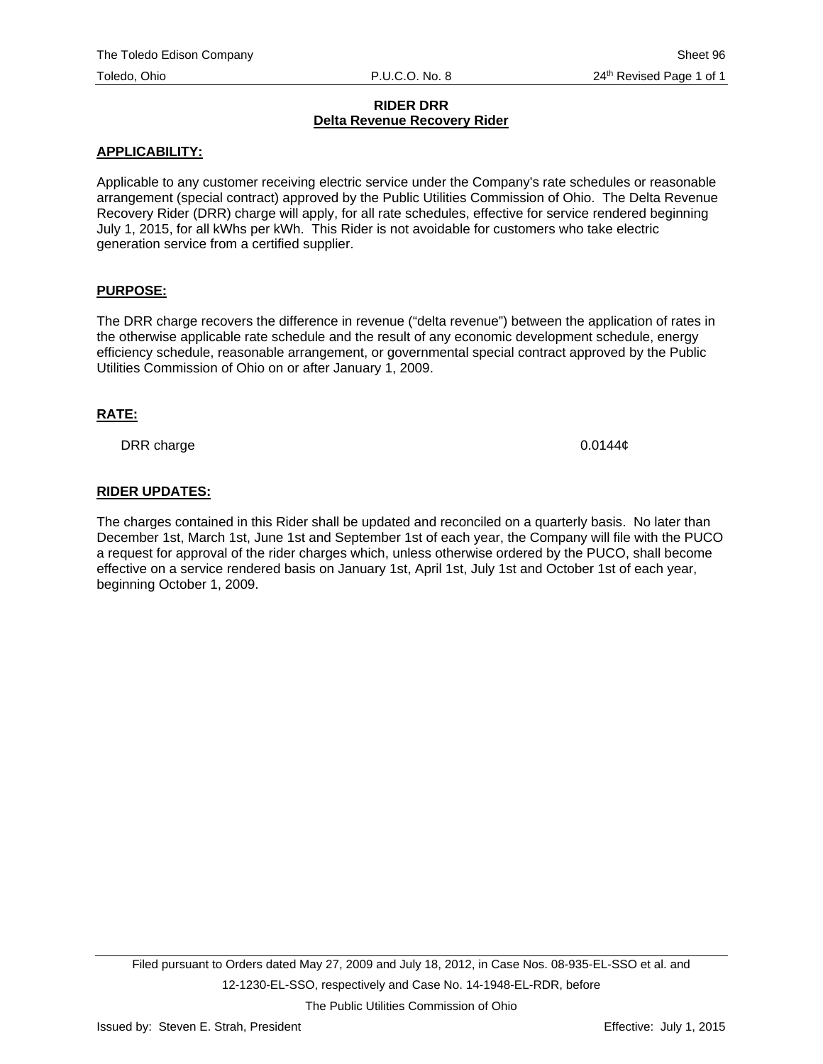# RIDER DRR
## Delta Revenue Recovery Rider

**APPLICABILITY:**

Applicable to any customer receiving electric service under the Company's rate schedules or reasonable arrangement (special contract) approved by the Public Utilities Commission of Ohio. The Delta Revenue Recovery Rider (DRR) charge will apply, for all rate schedules, effective for service rendered beginning July 1, 2015, for all kWhs per kWh. This Rider is not avoidable for customers who take electric generation service from a certified supplier.

**PURPOSE:**

The DRR charge recovers the difference in revenue ("delta revenue") between the application of rates in the otherwise applicable rate schedule and the result of any economic development schedule, energy efficiency schedule, reasonable arrangement, or governmental special contract approved by the Public Utilities Commission of Ohio on or after January 1, 2009.

**RATE:**

| | |
|---|---|
| DRR charge | 0.0144¢ |

**RIDER UPDATES:**

The charges contained in this Rider shall be updated and reconciled on a quarterly basis. No later than December 1st, March 1st, June 1st and September 1st of each year, the Company will file with the PUCO a request for approval of the rider charges which, unless otherwise ordered by the PUCO, shall become effective on a service rendered basis on January 1st, April 1st, July 1st and October 1st of each year, beginning October 1, 2009.

Filed pursuant to Orders dated May 27, 2009 and July 18, 2012, in Case Nos. 08-935-EL-SSO et al. and 12-1230-EL-SSO, respectively and Case No. 14-1948-EL-RDR, before The Public Utilities Commission of Ohio

Issued by: Steven E. Strah, President

Effective: July 1, 2015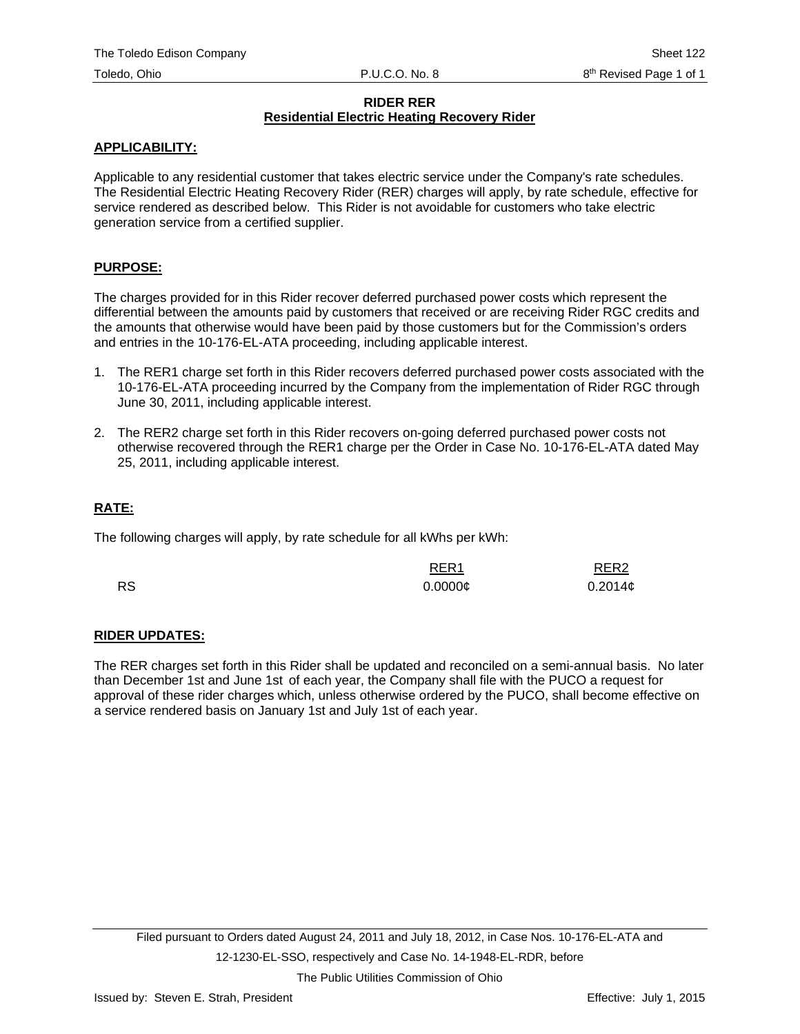# RIDER RER
## Residential Electric Heating Recovery Rider

**APPLICABILITY:**

Applicable to any residential customer that takes electric service under the Company's rate schedules. The Residential Electric Heating Recovery Rider (RER) charges will apply, by rate schedule, effective for service rendered as described below. This Rider is not avoidable for customers who take electric generation service from a certified supplier.

**PURPOSE:**

The charges provided for in this Rider recover deferred purchased power costs which represent the differential between the amounts paid by customers that received or are receiving Rider RGC credits and the amounts that otherwise would have been paid by those customers but for the Commission's orders and entries in the 10-176-EL-ATA proceeding, including applicable interest.

1. The RER1 charge set forth in this Rider recovers deferred purchased power costs associated with the 10-176-EL-ATA proceeding incurred by the Company from the implementation of Rider RGC through June 30, 2011, including applicable interest.

2. The RER2 charge set forth in this Rider recovers on-going deferred purchased power costs not otherwise recovered through the RER1 charge per the Order in Case No. 10-176-EL-ATA dated May 25, 2011, including applicable interest.

**RATE:**

The following charges will apply, by rate schedule for all kWhs per kWh:

| | RER1 | RER2 |
|---|---|---|
| RS | 0.0000¢ | 0.2014¢ |

**RIDER UPDATES:**

The RER charges set forth in this Rider shall be updated and reconciled on a semi-annual basis. No later than December 1st and June 1st of each year, the Company shall file with the PUCO a request for approval of these rider charges which, unless otherwise ordered by the PUCO, shall become effective on a service rendered basis on January 1st and July 1st of each year.

Filed pursuant to Orders dated August 24, 2011 and July 18, 2012, in Case Nos. 10-176-EL-ATA and 12-1230-EL-SSO, respectively and Case No. 14-1948-EL-RDR, before The Public Utilities Commission of Ohio

Issued by: Steven E. Strah, President

Effective: July 1, 2015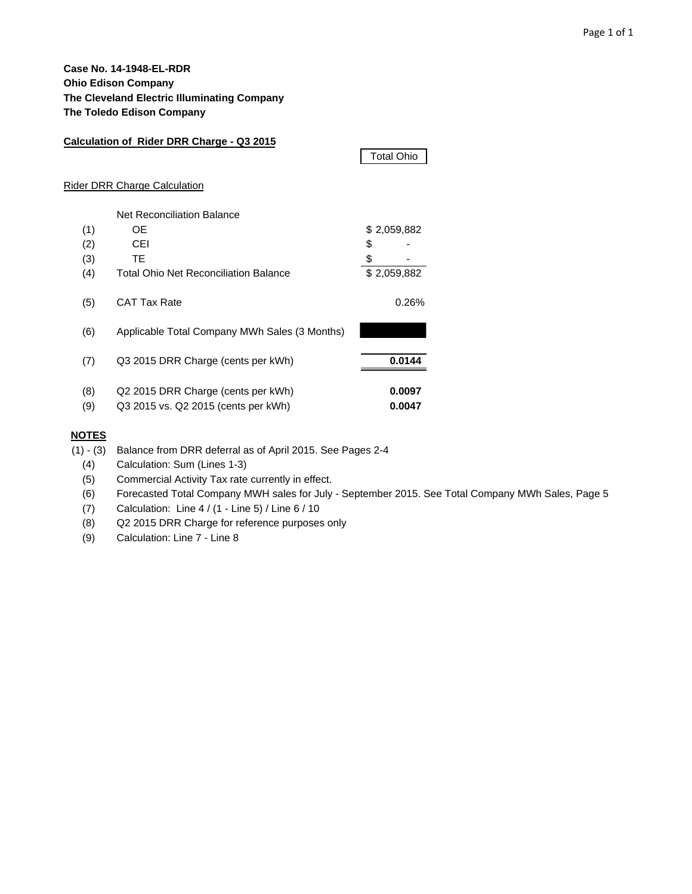**Case No. 14-1948-EL-RDR**
**Ohio Edison Company**
**The Cleveland Electric Illuminating Company**
**The Toledo Edison Company**

**Calculation of Rider DRR Charge - Q3 2015**

Rider DRR Charge Calculation

| | | Total Ohio |
|---|---|---|
| | Net Reconciliation Balance | |
| (1) | OE | $ 2,059,882 |
| (2) | CEI | $ - |
| (3) | TE | $ - |
| (4) | Total Ohio Net Reconciliation Balance | $ 2,059,882 |
| (5) | CAT Tax Rate | 0.26% |
| (6) | Applicable Total Company MWh Sales (3 Months) | |
| (7) | Q3 2015 DRR Charge (cents per kWh) | **0.0144** |
| (8) | Q2 2015 DRR Charge (cents per kWh) | **0.0097** |
| (9) | Q3 2015 vs. Q2 2015 (cents per kWh) | **0.0047** |

**NOTES**

| | |
|---|---|
| (1) - (3) | Balance from DRR deferral as of April 2015. See Pages 2-4 |
| (4) | Calculation: Sum (Lines 1-3) |
| (5) | Commercial Activity Tax rate currently in effect. |
| (6) | Forecasted Total Company MWH sales for July - September 2015. See Total Company MWh Sales, Page 5 |
| (7) | Calculation: Line 4 / (1 - Line 5) / Line 6 / 10 |
| (8) | Q2 2015 DRR Charge for reference purposes only |
| (9) | Calculation: Line 7 - Line 8 |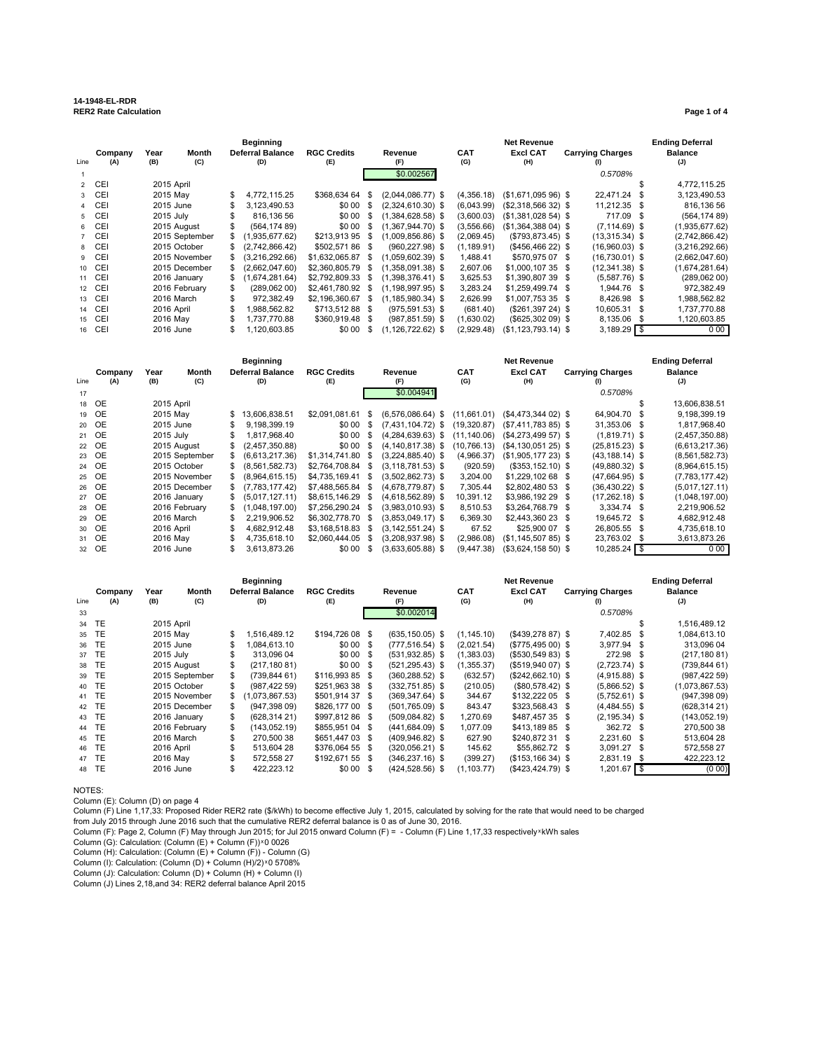**14-1948-EL-RDR**
**RER2 Rate Calculation**

| Line | Company (A) | Year (B) | Month (C) | Beginning Deferral Balance (D) | RGC Credits (E) | Revenue (F) | CAT (G) | Net Revenue Excl CAT (H) | Carrying Charges (I) | Ending Deferral Balance (J) |
|---|---|---|---|---|---|---|---|---|---|---|
| 1 | | | | | | $0.002567 | | | 0.5708% | |
| 2 | CEI | 2015 | April | | | | | | | $ 4,772,115.25 |
| 3 | CEI | 2015 | May | $ 4,772,115.25 | $368,634 64 | $ (2,044,086.77) | $ (4,356.18) | ($1,671,095 96) | $ 22,471.24 | $ 3,123,490.53 |
| 4 | CEI | 2015 | June | $ 3,123,490.53 | $0 00 | $ (2,324,610.30) | $ (6,043.99) | ($2,318,566 32) | $ 11,212.35 | $ 816,136 56 |
| 5 | CEI | 2015 | July | $ 816,136 56 | $0 00 | $ (1,384,628.58) | $ (3,600.03) | ($1,381,028 54) | $ 717.09 | $ (564,174 89) |
| 6 | CEI | 2015 | August | $ (564,174 89) | $0 00 | $ (1,367,944.70) | $ (3,556.66) | ($1,364,388 04) | $ (7,114.69) | $ (1,935,677.62) |
| 7 | CEI | 2015 | September | $ (1,935,677.62) | $213,913 95 | $ (1,009,856.86) | $ (2,069.45) | ($793,873.45) | $ (13,315.34) | $ (2,742,866.42) |
| 8 | CEI | 2015 | October | $ (2,742,866.42) | $502,571 86 | $ (960,227.98) | $ (1,189.91) | ($456,466 22) | $ (16,960.03) | $ (3,216,292.66) |
| 9 | CEI | 2015 | November | $ (3,216,292.66) | $1,632,065.87 | $ (1,059,602.39) | $ 1,488.41 | $570,975 07 | $ (16,730.01) | $ (2,662,047.60) |
| 10 | CEI | 2015 | December | $ (2,662,047.60) | $2,360,805.79 | $ (1,358,091.38) | $ 2,607.06 | $1,000,107 35 | $ (12,341.38) | $ (1,674,281.64) |
| 11 | CEI | 2016 | January | $ (1,674,281.64) | $2,792,809.33 | $ (1,398,376.41) | $ 3,625.53 | $1,390,807 39 | $ (5,587.76) | $ (289,062 00) |
| 12 | CEI | 2016 | February | $ (289,062 00) | $2,461,780.92 | $ (1,198,997.95) | $ 3,283.24 | $1,259,499.74 | $ 1,944.76 | $ 972,382.49 |
| 13 | CEI | 2016 | March | $ 972,382.49 | $2,196,360.67 | $ (1,185,980.34) | $ 2,626.99 | $1,007,753 35 | $ 8,426.98 | $ 1,988,562.82 |
| 14 | CEI | 2016 | April | $ 1,988,562.82 | $713,512 88 | $ (975,591.53) | $ (681.40) | ($261,397 24) | $ 10,605.31 | $ 1,737,770.88 |
| 15 | CEI | 2016 | May | $ 1,737,770.88 | $360,919.48 | $ (987,851.59) | $ (1,630.02) | ($625,302 09) | $ 8,135.06 | $ 1,120,603.85 |
| 16 | CEI | 2016 | June | $ 1,120,603.85 | $0 00 | $ (1,126,722.62) | $ (2,929.48) | ($1,123,793.14) | $ 3,189.29 | $ 0 00 |

| Line | Company (A) | Year (B) | Month (C) | Beginning Deferral Balance (D) | RGC Credits (E) | Revenue (F) | CAT (G) | Net Revenue Excl CAT (H) | Carrying Charges (I) | Ending Deferral Balance (J) |
|---|---|---|---|---|---|---|---|---|---|---|
| 17 | | | | | | $0.004941 | | | 0.5708% | |
| 18 | OE | 2015 | April | | | | | | | $ 13,606,838.51 |
| 19 | OE | 2015 | May | $ 13,606,838.51 | $2,091,081.61 | $ (6,576,086.64) | $ (11,661.01) | ($4,473,344 02) | $ 64,904.70 | $ 9,198,399.19 |
| 20 | OE | 2015 | June | $ 9,198,399.19 | $0 00 | $ (7,431,104.72) | $ (19,320.87) | ($7,411,783 85) | $ 31,353.06 | $ 1,817,968.40 |
| 21 | OE | 2015 | July | $ 1,817,968.40 | $0 00 | $ (4,284,639.63) | $ (11,140.06) | ($4,273,499 57) | $ (1,819.71) | $ (2,457,350.88) |
| 22 | OE | 2015 | August | $ (2,457,350.88) | $0 00 | $ (4,140,817.38) | $ (10,766.13) | ($4,130,051 25) | $ (25,815.23) | $ (6,613,217.36) |
| 23 | OE | 2015 | September | $ (6,613,217.36) | $1,314,741.80 | $ (3,224,885.40) | $ (4,966.37) | ($1,905,177 23) | $ (43,188.14) | $ (8,561,582.73) |
| 24 | OE | 2015 | October | $ (8,561,582.73) | $2,764,708.84 | $ (3,118,781.53) | $ (920.59) | ($353,152.10) | $ (49,880.32) | $ (8,964,615.15) |
| 25 | OE | 2015 | November | $ (8,964,615.15) | $4,735,169.41 | $ (3,502,862.73) | $ 3,204.00 | $1,229,102 68 | $ (47,664.95) | $ (7,783,177.42) |
| 26 | OE | 2015 | December | $ (7,783,177.42) | $7,488,565.84 | $ (4,678,779.87) | $ 7,305.44 | $2,802,480 53 | $ (36,430.22) | $ (5,017,127.11) |
| 27 | OE | 2016 | January | $ (5,017,127.11) | $8,615,146.29 | $ (4,618,562.89) | $ 10,391.12 | $3,986,192 29 | $ (17,262.18) | $ (1,048,197.00) |
| 28 | OE | 2016 | February | $ (1,048,197.00) | $7,256,290.24 | $ (3,983,010.93) | $ 8,510.53 | $3,264,768.79 | $ 3,334.74 | $ 2,219,906.52 |
| 29 | OE | 2016 | March | $ 2,219,906.52 | $6,302,778.70 | $ (3,853,049.17) | $ 6,369.30 | $2,443,360 23 | $ 19,645.72 | $ 4,682,912.48 |
| 30 | OE | 2016 | April | $ 4,682,912.48 | $3,168,518.83 | $ (3,142,551.24) | $ 67.52 | $25,900 07 | $ 26,805.55 | $ 4,735,618.10 |
| 31 | OE | 2016 | May | $ 4,735,618.10 | $2,060,444.05 | $ (3,208,937.98) | $ (2,986.08) | ($1,145,507 85) | $ 23,763.02 | $ 3,613,873.26 |
| 32 | OE | 2016 | June | $ 3,613,873.26 | $0 00 | $ (3,633,605.88) | $ (9,447.38) | ($3,624,158 50) | $ 10,285.24 | $ 0 00 |

| Line | Company (A) | Year (B) | Month (C) | Beginning Deferral Balance (D) | RGC Credits (E) | Revenue (F) | CAT (G) | Net Revenue Excl CAT (H) | Carrying Charges (I) | Ending Deferral Balance (J) |
|---|---|---|---|---|---|---|---|---|---|---|
| 33 | | | | | | $0.002014 | | | 0.5708% | |
| 34 | TE | 2015 | April | | | | | | | $ 1,516,489.12 |
| 35 | TE | 2015 | May | $ 1,516,489.12 | $194,726 08 | $ (635,150.05) | $ (1,145.10) | ($439,278 87) | $ 7,402.85 | $ 1,084,613.10 |
| 36 | TE | 2015 | June | $ 1,084,613.10 | $0 00 | $ (777,516.54) | $ (2,021.54) | ($775,495 00) | $ 3,977.94 | $ 313,096 04 |
| 37 | TE | 2015 | July | $ 313,096 04 | $0 00 | $ (531,932.85) | $ (1,383.03) | ($530,549 83) | $ 272.98 | $ (217,180 81) |
| 38 | TE | 2015 | August | $ (217,180 81) | $0 00 | $ (521,295.43) | $ (1,355.37) | ($519,940 07) | $ (2,723.74) | $ (739,844 61) |
| 39 | TE | 2015 | September | $ (739,844 61) | $116,993 85 | $ (360,288.52) | $ (632.57) | ($242,662.10) | $ (4,915.88) | $ (987,422 59) |
| 40 | TE | 2015 | October | $ (987,422 59) | $251,963 38 | $ (332,751.85) | $ (210.05) | ($80,578.42) | $ (5,866.52) | $ (1,073,867.53) |
| 41 | TE | 2015 | November | $ (1,073,867.53) | $501,914 37 | $ (369,347.64) | $ 344.67 | $132,222 05 | $ (5,752.61) | $ (947,398 09) |
| 42 | TE | 2015 | December | $ (947,398 09) | $826,177 00 | $ (501,765.09) | $ 843.47 | $323,568.43 | $ (4,484.55) | $ (628,314 21) |
| 43 | TE | 2016 | January | $ (628,314 21) | $997,812 86 | $ (509,084.82) | $ 1,270.69 | $487,457 35 | $ (2,195.34) | $ (143,052.19) |
| 44 | TE | 2016 | February | $ (143,052.19) | $855,951 04 | $ (441,684.09) | $ 1,077.09 | $413,189 85 | $ 362.72 | $ 270,500 38 |
| 45 | TE | 2016 | March | $ 270,500 38 | $651,447 03 | $ (409,946.82) | $ 627.90 | $240,872 31 | $ 2,231.60 | $ 513,604 28 |
| 46 | TE | 2016 | April | $ 513,604 28 | $376,064 55 | $ (320,056.21) | $ 145.62 | $55,862.72 | $ 3,091.27 | $ 572,558 27 |
| 47 | TE | 2016 | May | $ 572,558 27 | $192,671 55 | $ (346,237.16) | $ (399.27) | ($153,166 34) | $ 2,831.19 | $ 422,223.12 |
| 48 | TE | 2016 | June | $ 422,223.12 | $0 00 | $ (424,528.56) | $ (1,103.77) | ($423,424.79) | $ 1,201.67 | $ (0 00) |

NOTES:

Column (E): Column (D) on page 4

Column (F) Line 1,17,33: Proposed Rider RER2 rate ($/kWh) to become effective July 1, 2015, calculated by solving for the rate that would need to be charged from July 2015 through June 2016 such that the cumulative RER2 deferral balance is 0 as of June 30, 2016.

Column (F): Page 2, Column (F) May through Jun 2015; for Jul 2015 onward Column (F) = - Column (F) Line 1,17,33 respectively × kWh sales

Column (G): Calculation: (Column (E) + Column (F)) × 0 0026

Column (H): Calculation: (Column (E) + Column (F)) - Column (G)

Column (I): Calculation: (Column (D) + Column (H)/2) × 0 5708%

Column (J): Calculation: Column (D) + Column (H) + Column (I)

Column (J) Lines 2,18,and 34: RER2 deferral balance April 2015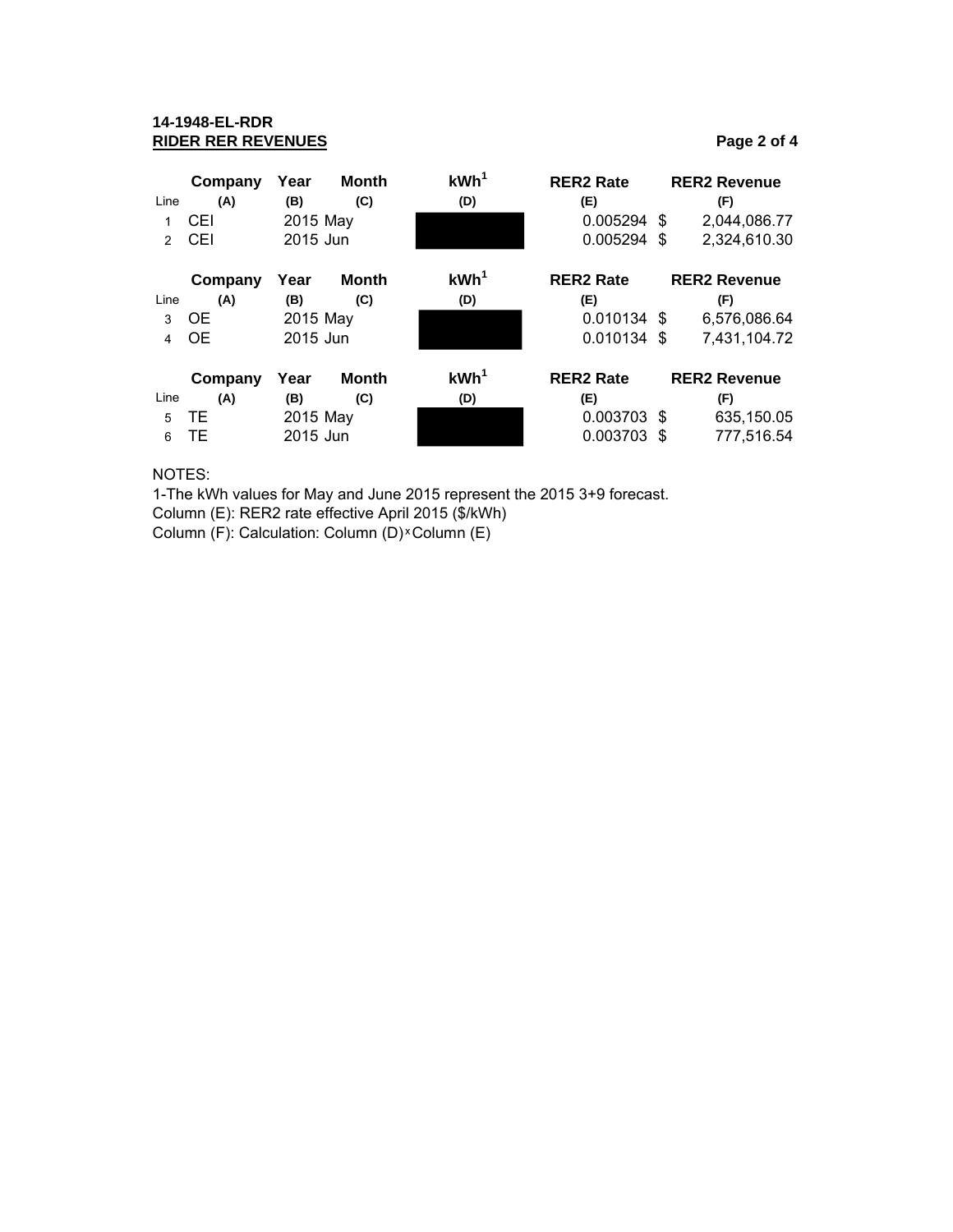**14-1948-EL-RDR**
**RIDER RER REVENUES**

| Line | Company (A) | Year (B) | Month (C) | kWh[1] (D) | RER2 Rate (E) | RER2 Revenue (F) |
|---|---|---|---|---|---|---|
| 1 | CEI | 2015 | May | | 0.005294 | $ 2,044,086.77 |
| 2 | CEI | 2015 | Jun | | 0.005294 | $ 2,324,610.30 |

| Line | Company (A) | Year (B) | Month (C) | kWh[1] (D) | RER2 Rate (E) | RER2 Revenue (F) |
|---|---|---|---|---|---|---|
| 3 | OE | 2015 | May | | 0.010134 | $ 6,576,086.64 |
| 4 | OE | 2015 | Jun | | 0.010134 | $ 7,431,104.72 |

| Line | Company (A) | Year (B) | Month (C) | kWh[1] (D) | RER2 Rate (E) | RER2 Revenue (F) |
|---|---|---|---|---|---|---|
| 5 | TE | 2015 | May | | 0.003703 | $ 635,150.05 |
| 6 | TE | 2015 | Jun | | 0.003703 | $ 777,516.54 |

NOTES:

1-The kWh values for May and June 2015 represent the 2015 3+9 forecast.

Column (E): RER2 rate effective April 2015 ($/kWh)

Column (F): Calculation: Column (D) x Column (E)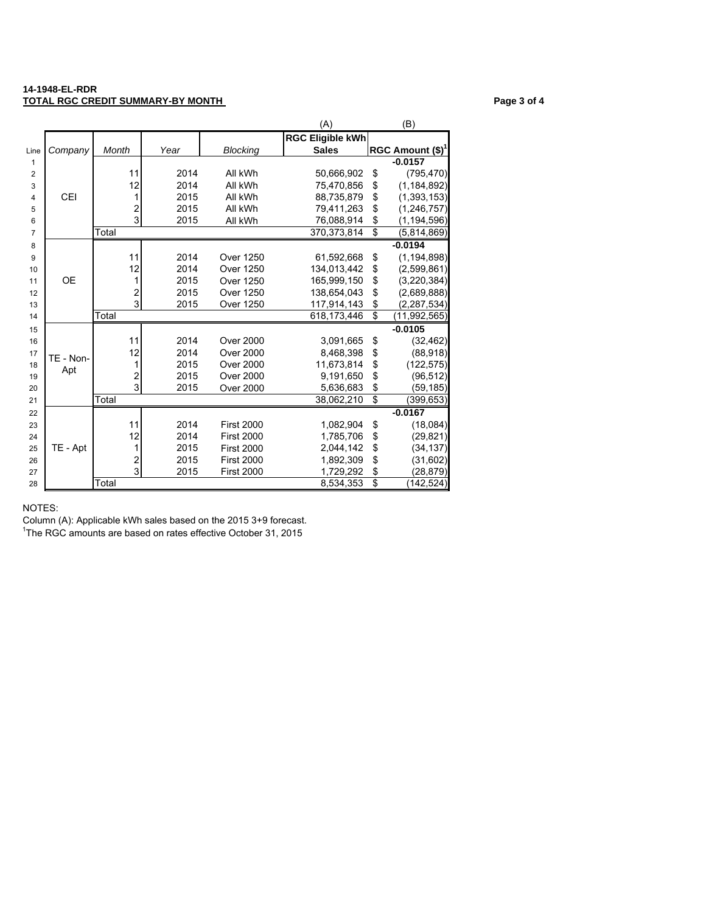**14-1948-EL-RDR**
**TOTAL RGC CREDIT SUMMARY-BY MONTH**

| Line | Company | Month | Year | Blocking | (A) RGC Eligible kWh Sales | (B) RGC Amount ($)[1] |
|---|---|---|---|---|---|---|
| 1 | CEI | | | | | -0.0157 |
| 2 | | 11 | 2014 | All kWh | 50,666,902 | $ (795,470) |
| 3 | | 12 | 2014 | All kWh | 75,470,856 | $ (1,184,892) |
| 4 | | 1 | 2015 | All kWh | 88,735,879 | $ (1,393,153) |
| 5 | | 2 | 2015 | All kWh | 79,411,263 | $ (1,246,757) |
| 6 | | 3 | 2015 | All kWh | 76,088,914 | $ (1,194,596) |
| 7 | | Total | | | 370,373,814 | $ (5,814,869) |
| 8 | OE | | | | | -0.0194 |
| 9 | | 11 | 2014 | Over 1250 | 61,592,668 | $ (1,194,898) |
| 10 | | 12 | 2014 | Over 1250 | 134,013,442 | $ (2,599,861) |
| 11 | | 1 | 2015 | Over 1250 | 165,999,150 | $ (3,220,384) |
| 12 | | 2 | 2015 | Over 1250 | 138,654,043 | $ (2,689,888) |
| 13 | | 3 | 2015 | Over 1250 | 117,914,143 | $ (2,287,534) |
| 14 | | Total | | | 618,173,446 | $ (11,992,565) |
| 15 | TE - Non-Apt | | | | | -0.0105 |
| 16 | | 11 | 2014 | Over 2000 | 3,091,665 | $ (32,462) |
| 17 | | 12 | 2014 | Over 2000 | 8,468,398 | $ (88,918) |
| 18 | | 1 | 2015 | Over 2000 | 11,673,814 | $ (122,575) |
| 19 | | 2 | 2015 | Over 2000 | 9,191,650 | $ (96,512) |
| 20 | | 3 | 2015 | Over 2000 | 5,636,683 | $ (59,185) |
| 21 | | Total | | | 38,062,210 | $ (399,653) |
| 22 | TE - Apt | | | | | -0.0167 |
| 23 | | 11 | 2014 | First 2000 | 1,082,904 | $ (18,084) |
| 24 | | 12 | 2014 | First 2000 | 1,785,706 | $ (29,821) |
| 25 | | 1 | 2015 | First 2000 | 2,044,142 | $ (34,137) |
| 26 | | 2 | 2015 | First 2000 | 1,892,309 | $ (31,602) |
| 27 | | 3 | 2015 | First 2000 | 1,729,292 | $ (28,879) |
| 28 | | Total | | | 8,534,353 | $ (142,524) |

NOTES:
Column (A): Applicable kWh sales based on the 2015 3+9 forecast.
[1]The RGC amounts are based on rates effective October 31, 2015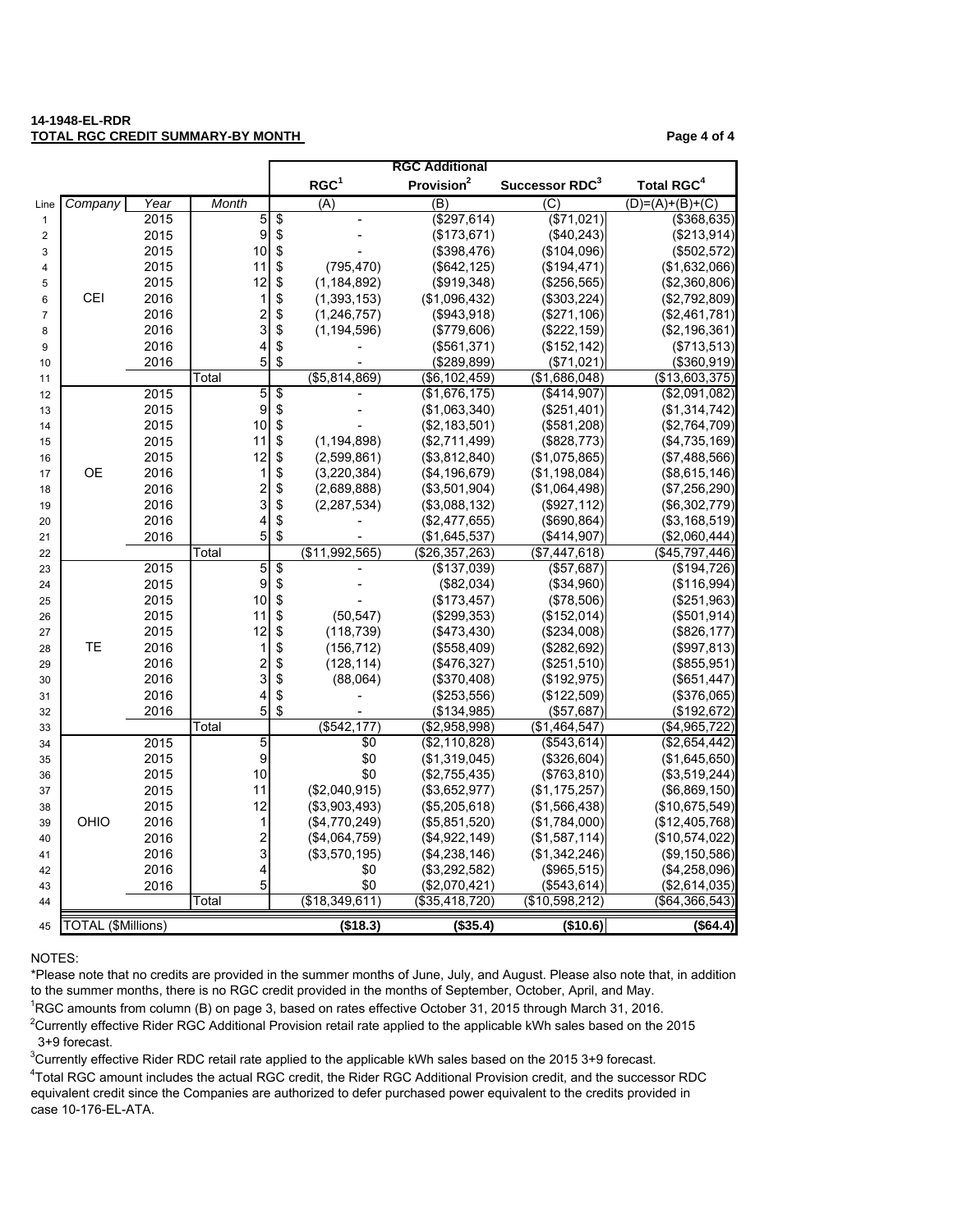**14-1948-EL-RDR**
**TOTAL RGC CREDIT SUMMARY-BY MONTH**

| Line | Company | Year | Month | RGC[1] | RGC Additional Provision[2] | Successor RDC[3] | Total RGC[4] |
|---|---|---|---|---|---|---|---|
| | | | | (A) | (B) | (C) | (D)=(A)+(B)+(C) |
| 1 | CEI | 2015 | 5 | $ - | ($297,614) | ($71,021) | ($368,635) |
| 2 | | 2015 | 9 | $ - | ($173,671) | ($40,243) | ($213,914) |
| 3 | | 2015 | 10 | $ - | ($398,476) | ($104,096) | ($502,572) |
| 4 | | 2015 | 11 | $ (795,470) | ($642,125) | ($194,471) | ($1,632,066) |
| 5 | | 2015 | 12 | $ (1,184,892) | ($919,348) | ($256,565) | ($2,360,806) |
| 6 | | 2016 | 1 | $ (1,393,153) | ($1,096,432) | ($303,224) | ($2,792,809) |
| 7 | | 2016 | 2 | $ (1,246,757) | ($943,918) | ($271,106) | ($2,461,781) |
| 8 | | 2016 | 3 | $ (1,194,596) | ($779,606) | ($222,159) | ($2,196,361) |
| 9 | | 2016 | 4 | $ - | ($561,371) | ($152,142) | ($713,513) |
| 10 | | 2016 | 5 | $ - | ($289,899) | ($71,021) | ($360,919) |
| 11 | | | Total | ($5,814,869) | ($6,102,459) | ($1,686,048) | ($13,603,375) |
| 12 | OE | 2015 | 5 | $ - | ($1,676,175) | ($414,907) | ($2,091,082) |
| 13 | | 2015 | 9 | $ - | ($1,063,340) | ($251,401) | ($1,314,742) |
| 14 | | 2015 | 10 | $ - | ($2,183,501) | ($581,208) | ($2,764,709) |
| 15 | | 2015 | 11 | $ (1,194,898) | ($2,711,499) | ($828,773) | ($4,735,169) |
| 16 | | 2015 | 12 | $ (2,599,861) | ($3,812,840) | ($1,075,865) | ($7,488,566) |
| 17 | | 2016 | 1 | $ (3,220,384) | ($4,196,679) | ($1,198,084) | ($8,615,146) |
| 18 | | 2016 | 2 | $ (2,689,888) | ($3,501,904) | ($1,064,498) | ($7,256,290) |
| 19 | | 2016 | 3 | $ (2,287,534) | ($3,088,132) | ($927,112) | ($6,302,779) |
| 20 | | 2016 | 4 | $ - | ($2,477,655) | ($690,864) | ($3,168,519) |
| 21 | | 2016 | 5 | $ - | ($1,645,537) | ($414,907) | ($2,060,444) |
| 22 | | | Total | ($11,992,565) | ($26,357,263) | ($7,447,618) | ($45,797,446) |
| 23 | TE | 2015 | 5 | $ - | ($137,039) | ($57,687) | ($194,726) |
| 24 | | 2015 | 9 | $ - | ($82,034) | ($34,960) | ($116,994) |
| 25 | | 2015 | 10 | $ - | ($173,457) | ($78,506) | ($251,963) |
| 26 | | 2015 | 11 | $ (50,547) | ($299,353) | ($152,014) | ($501,914) |
| 27 | | 2015 | 12 | $ (118,739) | ($473,430) | ($234,008) | ($826,177) |
| 28 | | 2016 | 1 | $ (156,712) | ($558,409) | ($282,692) | ($997,813) |
| 29 | | 2016 | 2 | $ (128,114) | ($476,327) | ($251,510) | ($855,951) |
| 30 | | 2016 | 3 | $ (88,064) | ($370,408) | ($192,975) | ($651,447) |
| 31 | | 2016 | 4 | $ - | ($253,556) | ($122,509) | ($376,065) |
| 32 | | 2016 | 5 | $ - | ($134,985) | ($57,687) | ($192,672) |
| 33 | | | Total | ($542,177) | ($2,958,998) | ($1,464,547) | ($4,965,722) |
| 34 | OHIO | 2015 | 5 | $0 | ($2,110,828) | ($543,614) | ($2,654,442) |
| 35 | | 2015 | 9 | $0 | ($1,319,045) | ($326,604) | ($1,645,650) |
| 36 | | 2015 | 10 | $0 | ($2,755,435) | ($763,810) | ($3,519,244) |
| 37 | | 2015 | 11 | ($2,040,915) | ($3,652,977) | ($1,175,257) | ($6,869,150) |
| 38 | | 2015 | 12 | ($3,903,493) | ($5,205,618) | ($1,566,438) | ($10,675,549) |
| 39 | | 2016 | 1 | ($4,770,249) | ($5,851,520) | ($1,784,000) | ($12,405,768) |
| 40 | | 2016 | 2 | ($4,064,759) | ($4,922,149) | ($1,587,114) | ($10,574,022) |
| 41 | | 2016 | 3 | ($3,570,195) | ($4,238,146) | ($1,342,246) | ($9,150,586) |
| 42 | | 2016 | 4 | $0 | ($3,292,582) | ($965,515) | ($4,258,096) |
| 43 | | 2016 | 5 | $0 | ($2,070,421) | ($543,614) | ($2,614,035) |
| 44 | | | Total | ($18,349,611) | ($35,418,720) | ($10,598,212) | ($64,366,543) |
| 45 | TOTAL ($Millions) | | | **($18.3)** | **($35.4)** | **($10.6)** | **($64.4)** |

NOTES:

*Please note that no credits are provided in the summer months of June, July, and August. Please also note that, in addition to the summer months, there is no RGC credit provided in the months of September, October, April, and May.

[1]RGC amounts from column (B) on page 3, based on rates effective October 31, 2015 through March 31, 2016.

[2]Currently effective Rider RGC Additional Provision retail rate applied to the applicable kWh sales based on the 2015 3+9 forecast.

[3]Currently effective Rider RDC retail rate applied to the applicable kWh sales based on the 2015 3+9 forecast.

[4]Total RGC amount includes the actual RGC credit, the Rider RGC Additional Provision credit, and the successor RDC equivalent credit since the Companies are authorized to defer purchased power equivalent to the credits provided in case 10-176-EL-ATA.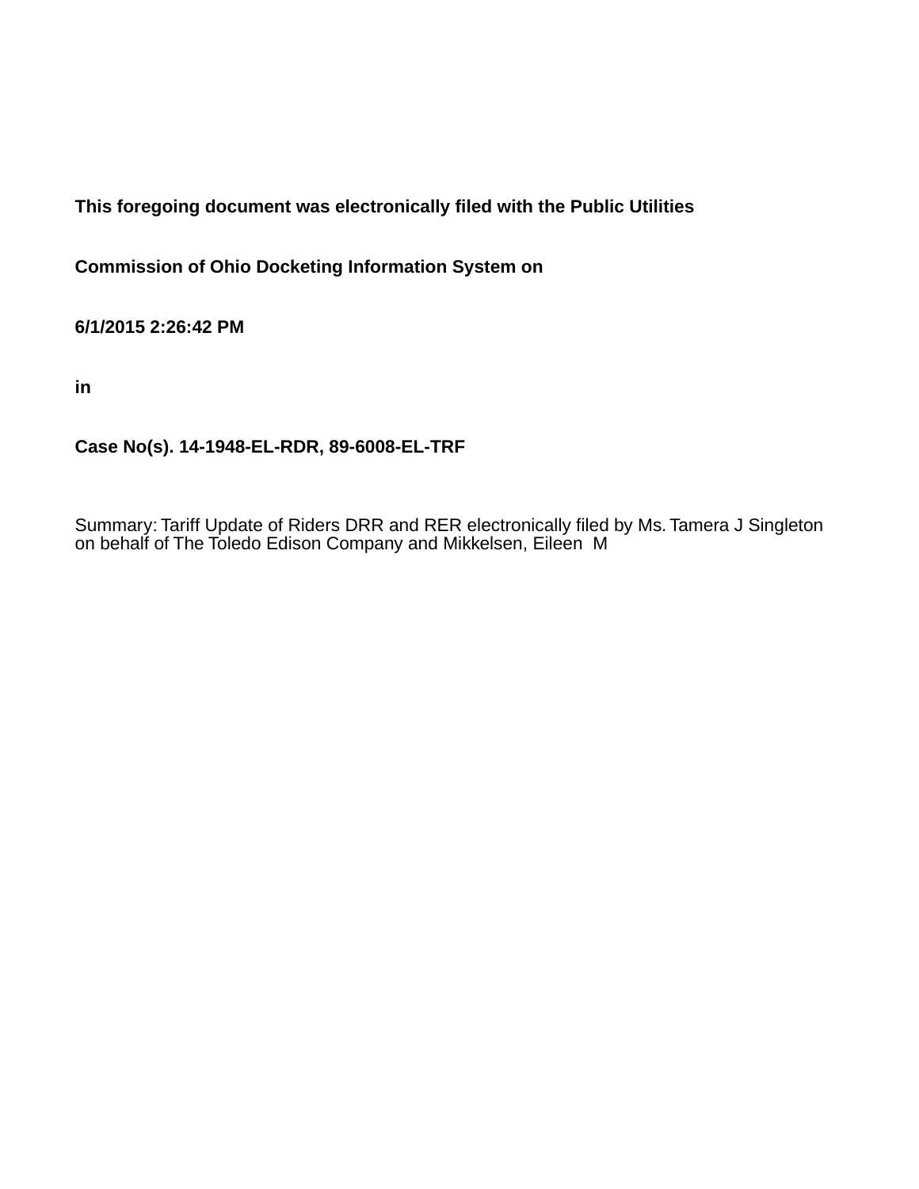**This foregoing document was electronically filed with the Public Utilities**

**Commission of Ohio Docketing Information System on**

**6/1/2015 2:26:42 PM**

**in**

**Case No(s). 14-1948-EL-RDR, 89-6008-EL-TRF**

Summary: Tariff Update of Riders DRR and RER electronically filed by Ms. Tamera J Singleton on behalf of The Toledo Edison Company and Mikkelsen, Eileen M